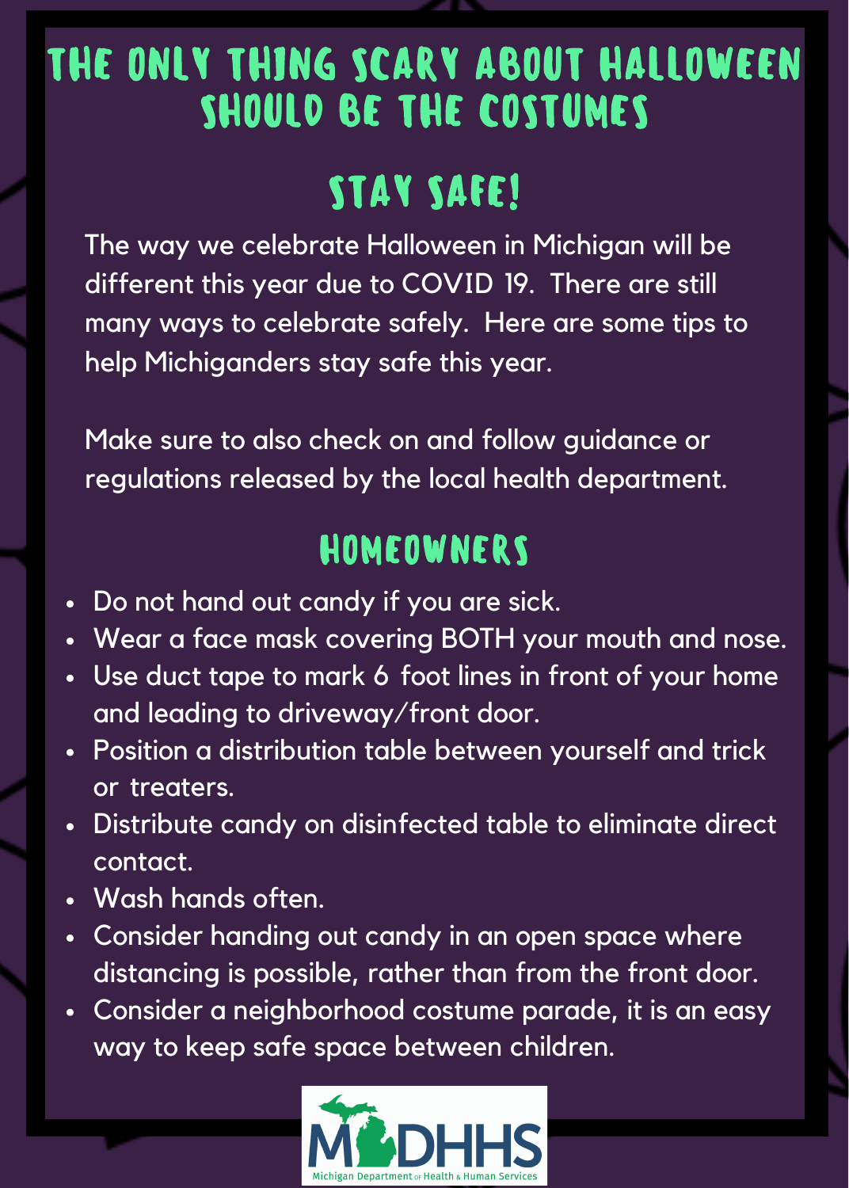# THE ONLY THING SCARY ABOUT HALLOWEEN SHOULD BE THE COSTUMES

## STAY SAFE!

The way we celebrate Halloween in Michigan will be different this year due to COVID 19. There are still many ways to celebrate safely. Here are some tips to help Michiganders stay safe this year.

Make sure to also check on and follow guidance or regulations released by the local health department.

## HOMEOWNERS

- Do not hand out candy if you are sick.
- Wear a face mask covering BOTH your mouth and nose.
- Use duct tape to mark 6 foot lines in front of your home and leading to driveway/front door.
- Position a distribution table between yourself and trick or treaters.
- Distribute candy on disinfected table to eliminate direct contact.
- Wash hands often.
- Consider handing out candy in an open space where distancing is possible, rather than from the front door.
- Consider a neighborhood costume parade, it is an easy way to keep safe space between children.

MDHHS
Michigan Department of Health & Human Services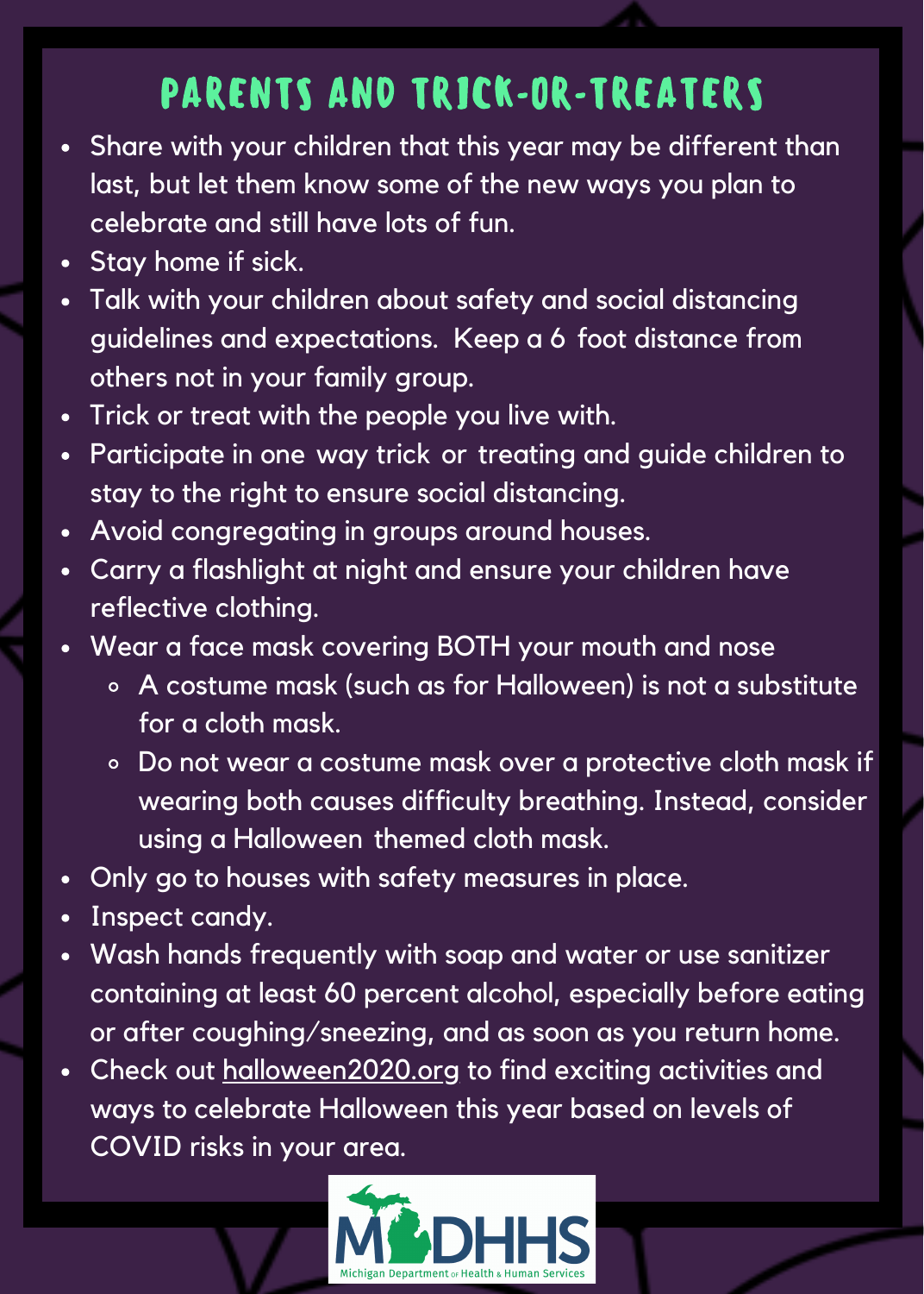# Parents and Trick-or-Treaters

- Share with your children that this year may be different than last, but let them know some of the new ways you plan to celebrate and still have lots of fun.
- Stay home if sick.
- Talk with your children about safety and social distancing guidelines and expectations. Keep a 6 foot distance from others not in your family group.
- Trick or treat with the people you live with.
- Participate in one way trick or treating and guide children to stay to the right to ensure social distancing.
- Avoid congregating in groups around houses.
- Carry a flashlight at night and ensure your children have reflective clothing.
- Wear a face mask covering BOTH your mouth and nose
  - A costume mask (such as for Halloween) is not a substitute for a cloth mask.
  - Do not wear a costume mask over a protective cloth mask if wearing both causes difficulty breathing. Instead, consider using a Halloween themed cloth mask.
- Only go to houses with safety measures in place.
- Inspect candy.
- Wash hands frequently with soap and water or use sanitizer containing at least 60 percent alcohol, especially before eating or after coughing/sneezing, and as soon as you return home.
- Check out halloween2020.org to find exciting activities and ways to celebrate Halloween this year based on levels of COVID risks in your area.

MDHHS
Michigan Department of Health & Human Services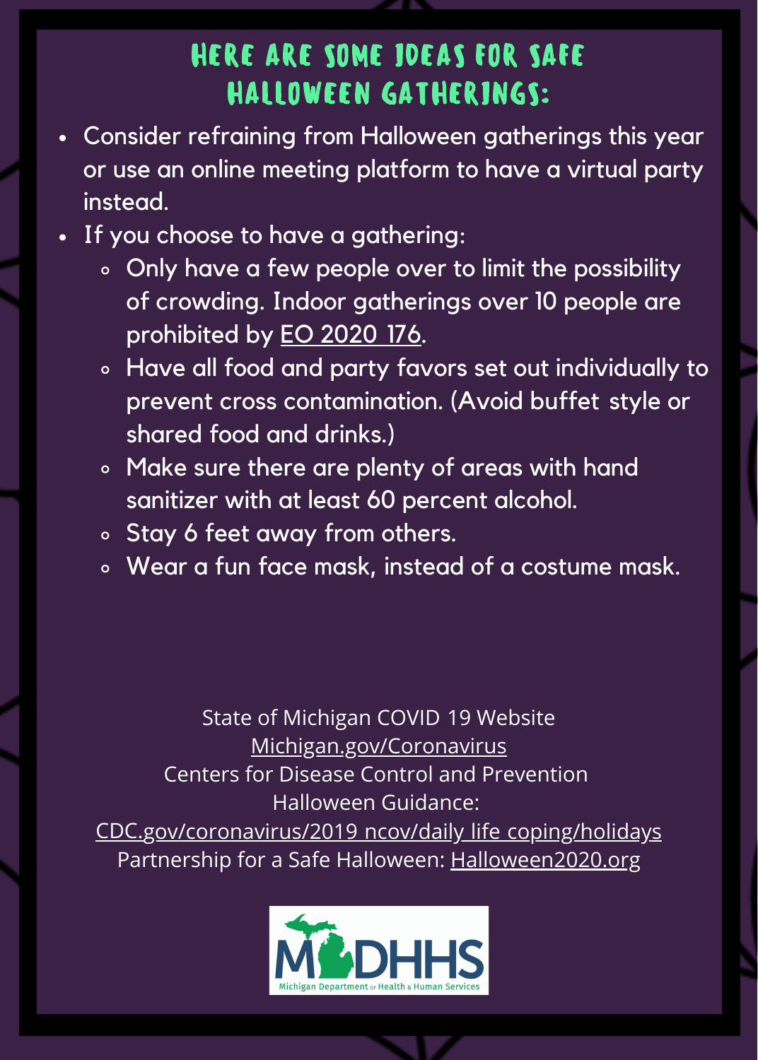# Here are some ideas for safe Halloween gatherings:

- Consider refraining from Halloween gatherings this year or use an online meeting platform to have a virtual party instead.
- If you choose to have a gathering:
  - Only have a few people over to limit the possibility of crowding. Indoor gatherings over 10 people are prohibited by EO 2020 176.
  - Have all food and party favors set out individually to prevent cross contamination. (Avoid buffet style or shared food and drinks.)
  - Make sure there are plenty of areas with hand sanitizer with at least 60 percent alcohol.
  - Stay 6 feet away from others.
  - Wear a fun face mask, instead of a costume mask.

State of Michigan COVID 19 Website
Michigan.gov/Coronavirus
Centers for Disease Control and Prevention Halloween Guidance:
CDC.gov/coronavirus/2019 ncov/daily life coping/holidays
Partnership for a Safe Halloween: Halloween2020.org

MDHHS
Michigan Department of Health & Human Services